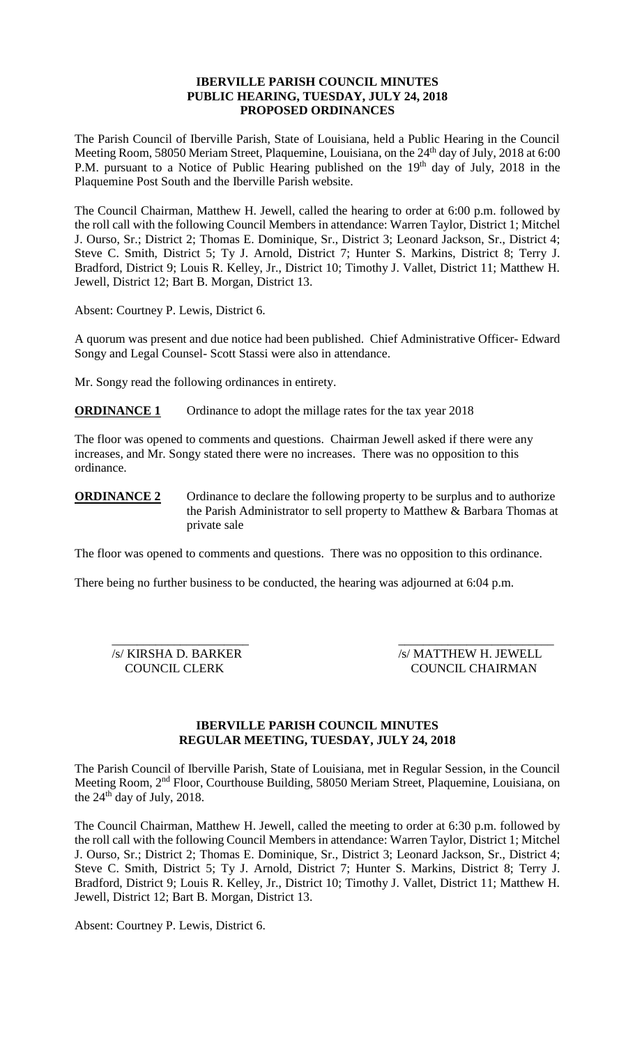# IBERVILLE PARISH COUNCIL MINUTES
## PUBLIC HEARING, TUESDAY, JULY 24, 2018
## PROPOSED ORDINANCES

The Parish Council of Iberville Parish, State of Louisiana, held a Public Hearing in the Council Meeting Room, 58050 Meriam Street, Plaquemine, Louisiana, on the 24th day of July, 2018 at 6:00 P.M. pursuant to a Notice of Public Hearing published on the 19th day of July, 2018 in the Plaquemine Post South and the Iberville Parish website.

The Council Chairman, Matthew H. Jewell, called the hearing to order at 6:00 p.m. followed by the roll call with the following Council Members in attendance: Warren Taylor, District 1; Mitchel J. Ourso, Sr.; District 2; Thomas E. Dominique, Sr., District 3; Leonard Jackson, Sr., District 4; Steve C. Smith, District 5; Ty J. Arnold, District 7; Hunter S. Markins, District 8; Terry J. Bradford, District 9; Louis R. Kelley, Jr., District 10; Timothy J. Vallet, District 11; Matthew H. Jewell, District 12; Bart B. Morgan, District 13.

Absent: Courtney P. Lewis, District 6.

A quorum was present and due notice had been published. Chief Administrative Officer- Edward Songy and Legal Counsel- Scott Stassi were also in attendance.

Mr. Songy read the following ordinances in entirety.

**ORDINANCE 1** Ordinance to adopt the millage rates for the tax year 2018

The floor was opened to comments and questions. Chairman Jewell asked if there were any increases, and Mr. Songy stated there were no increases. There was no opposition to this ordinance.

**ORDINANCE 2** Ordinance to declare the following property to be surplus and to authorize the Parish Administrator to sell property to Matthew & Barbara Thomas at private sale

The floor was opened to comments and questions. There was no opposition to this ordinance.

There being no further business to be conducted, the hearing was adjourned at 6:04 p.m.

/s/ KIRSHA D. BARKER
COUNCIL CLERK

/s/ MATTHEW H. JEWELL
COUNCIL CHAIRMAN

# IBERVILLE PARISH COUNCIL MINUTES
## REGULAR MEETING, TUESDAY, JULY 24, 2018

The Parish Council of Iberville Parish, State of Louisiana, met in Regular Session, in the Council Meeting Room, 2nd Floor, Courthouse Building, 58050 Meriam Street, Plaquemine, Louisiana, on the 24th day of July, 2018.

The Council Chairman, Matthew H. Jewell, called the meeting to order at 6:30 p.m. followed by the roll call with the following Council Members in attendance: Warren Taylor, District 1; Mitchel J. Ourso, Sr.; District 2; Thomas E. Dominique, Sr., District 3; Leonard Jackson, Sr., District 4; Steve C. Smith, District 5; Ty J. Arnold, District 7; Hunter S. Markins, District 8; Terry J. Bradford, District 9; Louis R. Kelley, Jr., District 10; Timothy J. Vallet, District 11; Matthew H. Jewell, District 12; Bart B. Morgan, District 13.

Absent: Courtney P. Lewis, District 6.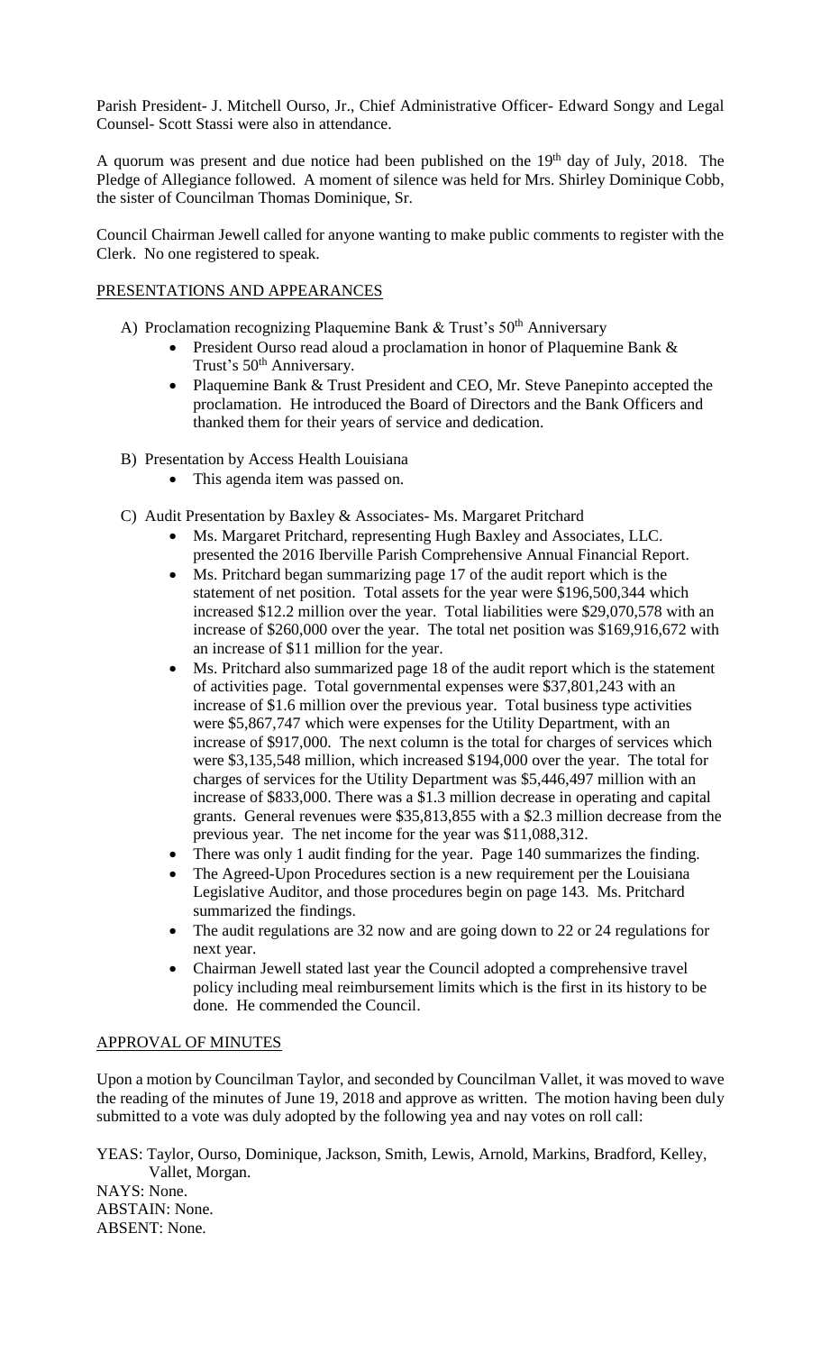Parish President- J. Mitchell Ourso, Jr., Chief Administrative Officer- Edward Songy and Legal Counsel- Scott Stassi were also in attendance.

A quorum was present and due notice had been published on the 19th day of July, 2018. The Pledge of Allegiance followed. A moment of silence was held for Mrs. Shirley Dominique Cobb, the sister of Councilman Thomas Dominique, Sr.

Council Chairman Jewell called for anyone wanting to make public comments to register with the Clerk. No one registered to speak.

## PRESENTATIONS AND APPEARANCES

A) Proclamation recognizing Plaquemine Bank & Trust's 50th Anniversary
   - President Ourso read aloud a proclamation in honor of Plaquemine Bank & Trust's 50th Anniversary.
   - Plaquemine Bank & Trust President and CEO, Mr. Steve Panepinto accepted the proclamation. He introduced the Board of Directors and the Bank Officers and thanked them for their years of service and dedication.

B) Presentation by Access Health Louisiana
   - This agenda item was passed on.

C) Audit Presentation by Baxley & Associates- Ms. Margaret Pritchard
   - Ms. Margaret Pritchard, representing Hugh Baxley and Associates, LLC. presented the 2016 Iberville Parish Comprehensive Annual Financial Report.
   - Ms. Pritchard began summarizing page 17 of the audit report which is the statement of net position. Total assets for the year were $196,500,344 which increased $12.2 million over the year. Total liabilities were $29,070,578 with an increase of $260,000 over the year. The total net position was $169,916,672 with an increase of $11 million for the year.
   - Ms. Pritchard also summarized page 18 of the audit report which is the statement of activities page. Total governmental expenses were $37,801,243 with an increase of $1.6 million over the previous year. Total business type activities were $5,867,747 which were expenses for the Utility Department, with an increase of $917,000. The next column is the total for charges of services which were $3,135,548 million, which increased $194,000 over the year. The total for charges of services for the Utility Department was $5,446,497 million with an increase of $833,000. There was a $1.3 million decrease in operating and capital grants. General revenues were $35,813,855 with a $2.3 million decrease from the previous year. The net income for the year was $11,088,312.
   - There was only 1 audit finding for the year. Page 140 summarizes the finding.
   - The Agreed-Upon Procedures section is a new requirement per the Louisiana Legislative Auditor, and those procedures begin on page 143. Ms. Pritchard summarized the findings.
   - The audit regulations are 32 now and are going down to 22 or 24 regulations for next year.
   - Chairman Jewell stated last year the Council adopted a comprehensive travel policy including meal reimbursement limits which is the first in its history to be done. He commended the Council.

## APPROVAL OF MINUTES

Upon a motion by Councilman Taylor, and seconded by Councilman Vallet, it was moved to wave the reading of the minutes of June 19, 2018 and approve as written. The motion having been duly submitted to a vote was duly adopted by the following yea and nay votes on roll call:

YEAS: Taylor, Ourso, Dominique, Jackson, Smith, Lewis, Arnold, Markins, Bradford, Kelley, Vallet, Morgan.
NAYS: None.
ABSTAIN: None.
ABSENT: None.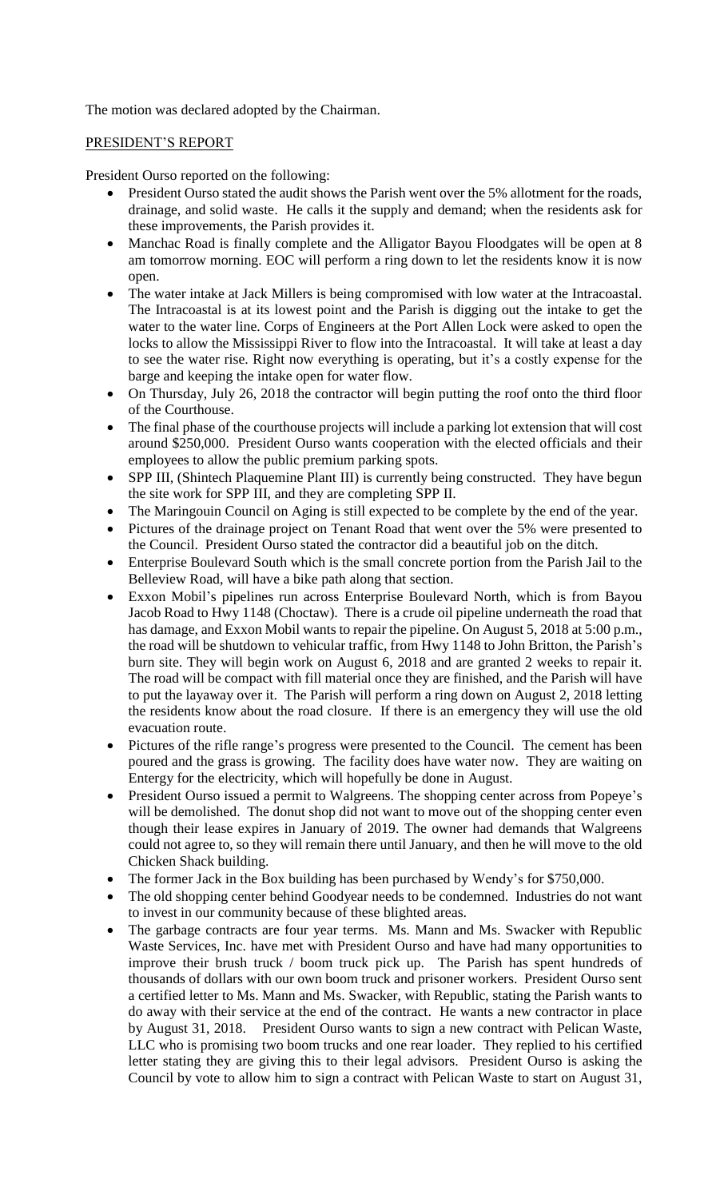The motion was declared adopted by the Chairman.

PRESIDENT'S REPORT

President Ourso reported on the following:

- President Ourso stated the audit shows the Parish went over the 5% allotment for the roads, drainage, and solid waste. He calls it the supply and demand; when the residents ask for these improvements, the Parish provides it.
- Manchac Road is finally complete and the Alligator Bayou Floodgates will be open at 8 am tomorrow morning. EOC will perform a ring down to let the residents know it is now open.
- The water intake at Jack Millers is being compromised with low water at the Intracoastal. The Intracoastal is at its lowest point and the Parish is digging out the intake to get the water to the water line. Corps of Engineers at the Port Allen Lock were asked to open the locks to allow the Mississippi River to flow into the Intracoastal. It will take at least a day to see the water rise. Right now everything is operating, but it's a costly expense for the barge and keeping the intake open for water flow.
- On Thursday, July 26, 2018 the contractor will begin putting the roof onto the third floor of the Courthouse.
- The final phase of the courthouse projects will include a parking lot extension that will cost around $250,000. President Ourso wants cooperation with the elected officials and their employees to allow the public premium parking spots.
- SPP III, (Shintech Plaquemine Plant III) is currently being constructed. They have begun the site work for SPP III, and they are completing SPP II.
- The Maringouin Council on Aging is still expected to be complete by the end of the year.
- Pictures of the drainage project on Tenant Road that went over the 5% were presented to the Council. President Ourso stated the contractor did a beautiful job on the ditch.
- Enterprise Boulevard South which is the small concrete portion from the Parish Jail to the Belleview Road, will have a bike path along that section.
- Exxon Mobil's pipelines run across Enterprise Boulevard North, which is from Bayou Jacob Road to Hwy 1148 (Choctaw). There is a crude oil pipeline underneath the road that has damage, and Exxon Mobil wants to repair the pipeline. On August 5, 2018 at 5:00 p.m., the road will be shutdown to vehicular traffic, from Hwy 1148 to John Britton, the Parish's burn site. They will begin work on August 6, 2018 and are granted 2 weeks to repair it. The road will be compact with fill material once they are finished, and the Parish will have to put the layaway over it. The Parish will perform a ring down on August 2, 2018 letting the residents know about the road closure. If there is an emergency they will use the old evacuation route.
- Pictures of the rifle range's progress were presented to the Council. The cement has been poured and the grass is growing. The facility does have water now. They are waiting on Entergy for the electricity, which will hopefully be done in August.
- President Ourso issued a permit to Walgreens. The shopping center across from Popeye's will be demolished. The donut shop did not want to move out of the shopping center even though their lease expires in January of 2019. The owner had demands that Walgreens could not agree to, so they will remain there until January, and then he will move to the old Chicken Shack building.
- The former Jack in the Box building has been purchased by Wendy's for $750,000.
- The old shopping center behind Goodyear needs to be condemned. Industries do not want to invest in our community because of these blighted areas.
- The garbage contracts are four year terms. Ms. Mann and Ms. Swacker with Republic Waste Services, Inc. have met with President Ourso and have had many opportunities to improve their brush truck / boom truck pick up. The Parish has spent hundreds of thousands of dollars with our own boom truck and prisoner workers. President Ourso sent a certified letter to Ms. Mann and Ms. Swacker, with Republic, stating the Parish wants to do away with their service at the end of the contract. He wants a new contractor in place by August 31, 2018. President Ourso wants to sign a new contract with Pelican Waste, LLC who is promising two boom trucks and one rear loader. They replied to his certified letter stating they are giving this to their legal advisors. President Ourso is asking the Council by vote to allow him to sign a contract with Pelican Waste to start on August 31,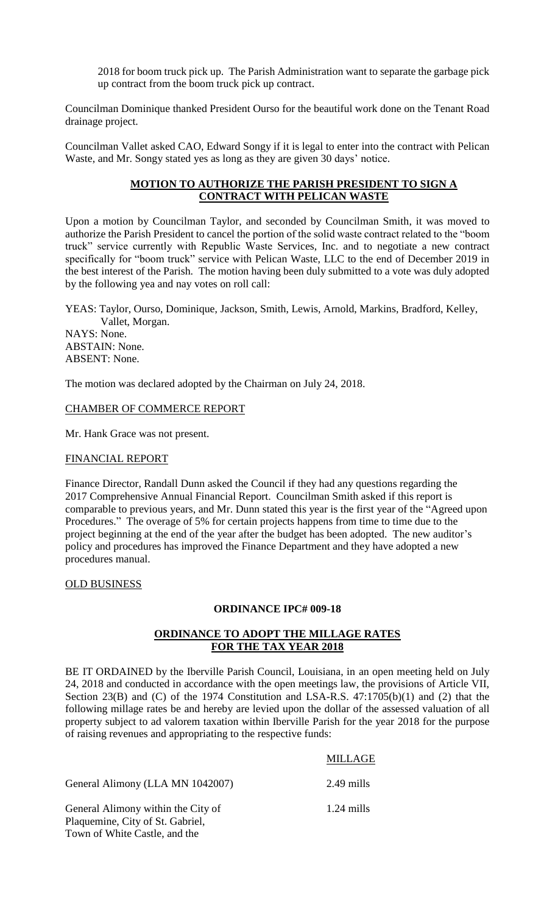2018 for boom truck pick up. The Parish Administration want to separate the garbage pick up contract from the boom truck pick up contract.

Councilman Dominique thanked President Ourso for the beautiful work done on the Tenant Road drainage project.

Councilman Vallet asked CAO, Edward Songy if it is legal to enter into the contract with Pelican Waste, and Mr. Songy stated yes as long as they are given 30 days' notice.

**MOTION TO AUTHORIZE THE PARISH PRESIDENT TO SIGN A CONTRACT WITH PELICAN WASTE**

Upon a motion by Councilman Taylor, and seconded by Councilman Smith, it was moved to authorize the Parish President to cancel the portion of the solid waste contract related to the "boom truck" service currently with Republic Waste Services, Inc. and to negotiate a new contract specifically for "boom truck" service with Pelican Waste, LLC to the end of December 2019 in the best interest of the Parish. The motion having been duly submitted to a vote was duly adopted by the following yea and nay votes on roll call:

YEAS: Taylor, Ourso, Dominique, Jackson, Smith, Lewis, Arnold, Markins, Bradford, Kelley, Vallet, Morgan.
NAYS: None.
ABSTAIN: None.
ABSENT: None.

The motion was declared adopted by the Chairman on July 24, 2018.

CHAMBER OF COMMERCE REPORT

Mr. Hank Grace was not present.

FINANCIAL REPORT

Finance Director, Randall Dunn asked the Council if they had any questions regarding the 2017 Comprehensive Annual Financial Report. Councilman Smith asked if this report is comparable to previous years, and Mr. Dunn stated this year is the first year of the "Agreed upon Procedures." The overage of 5% for certain projects happens from time to time due to the project beginning at the end of the year after the budget has been adopted. The new auditor's policy and procedures has improved the Finance Department and they have adopted a new procedures manual.

OLD BUSINESS

**ORDINANCE IPC# 009-18**

**ORDINANCE TO ADOPT THE MILLAGE RATES FOR THE TAX YEAR 2018**

BE IT ORDAINED by the Iberville Parish Council, Louisiana, in an open meeting held on July 24, 2018 and conducted in accordance with the open meetings law, the provisions of Article VII, Section 23(B) and (C) of the 1974 Constitution and LSA-R.S. 47:1705(b)(1) and (2) that the following millage rates be and hereby are levied upon the dollar of the assessed valuation of all property subject to ad valorem taxation within Iberville Parish for the year 2018 for the purpose of raising revenues and appropriating to the respective funds:

| | MILLAGE |
|---|---|
| General Alimony (LLA MN 1042007) | 2.49 mills |
| General Alimony within the City of Plaquemine, City of St. Gabriel, Town of White Castle, and the | 1.24 mills |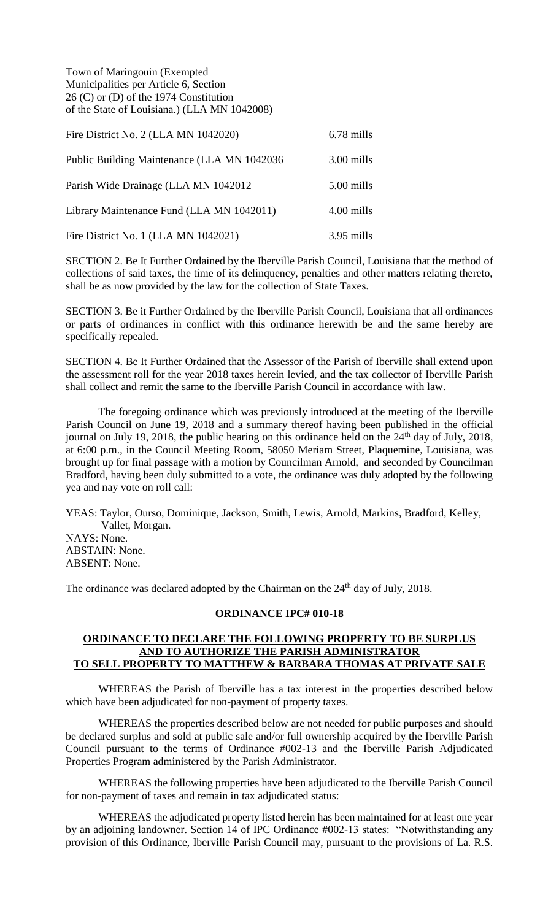Town of Maringouin (Exempted Municipalities per Article 6, Section 26 (C) or (D) of the 1974 Constitution of the State of Louisiana.) (LLA MN 1042008)

| | |
|---|---|
| Fire District No. 2 (LLA MN 1042020) | 6.78 mills |
| Public Building Maintenance (LLA MN 1042036 | 3.00 mills |
| Parish Wide Drainage (LLA MN 1042012 | 5.00 mills |
| Library Maintenance Fund (LLA MN 1042011) | 4.00 mills |
| Fire District No. 1 (LLA MN 1042021) | 3.95 mills |

SECTION 2. Be It Further Ordained by the Iberville Parish Council, Louisiana that the method of collections of said taxes, the time of its delinquency, penalties and other matters relating thereto, shall be as now provided by the law for the collection of State Taxes.

SECTION 3. Be it Further Ordained by the Iberville Parish Council, Louisiana that all ordinances or parts of ordinances in conflict with this ordinance herewith be and the same hereby are specifically repealed.

SECTION 4. Be It Further Ordained that the Assessor of the Parish of Iberville shall extend upon the assessment roll for the year 2018 taxes herein levied, and the tax collector of Iberville Parish shall collect and remit the same to the Iberville Parish Council in accordance with law.

The foregoing ordinance which was previously introduced at the meeting of the Iberville Parish Council on June 19, 2018 and a summary thereof having been published in the official journal on July 19, 2018, the public hearing on this ordinance held on the 24th day of July, 2018, at 6:00 p.m., in the Council Meeting Room, 58050 Meriam Street, Plaquemine, Louisiana, was brought up for final passage with a motion by Councilman Arnold, and seconded by Councilman Bradford, having been duly submitted to a vote, the ordinance was duly adopted by the following yea and nay vote on roll call:

YEAS: Taylor, Ourso, Dominique, Jackson, Smith, Lewis, Arnold, Markins, Bradford, Kelley, Vallet, Morgan.
NAYS: None.
ABSTAIN: None.
ABSENT: None.

The ordinance was declared adopted by the Chairman on the 24th day of July, 2018.

**ORDINANCE IPC# 010-18**

**ORDINANCE TO DECLARE THE FOLLOWING PROPERTY TO BE SURPLUS AND TO AUTHORIZE THE PARISH ADMINISTRATOR TO SELL PROPERTY TO MATTHEW & BARBARA THOMAS AT PRIVATE SALE**

WHEREAS the Parish of Iberville has a tax interest in the properties described below which have been adjudicated for non-payment of property taxes.

WHEREAS the properties described below are not needed for public purposes and should be declared surplus and sold at public sale and/or full ownership acquired by the Iberville Parish Council pursuant to the terms of Ordinance #002-13 and the Iberville Parish Adjudicated Properties Program administered by the Parish Administrator.

WHEREAS the following properties have been adjudicated to the Iberville Parish Council for non-payment of taxes and remain in tax adjudicated status:

WHEREAS the adjudicated property listed herein has been maintained for at least one year by an adjoining landowner. Section 14 of IPC Ordinance #002-13 states: "Notwithstanding any provision of this Ordinance, Iberville Parish Council may, pursuant to the provisions of La. R.S.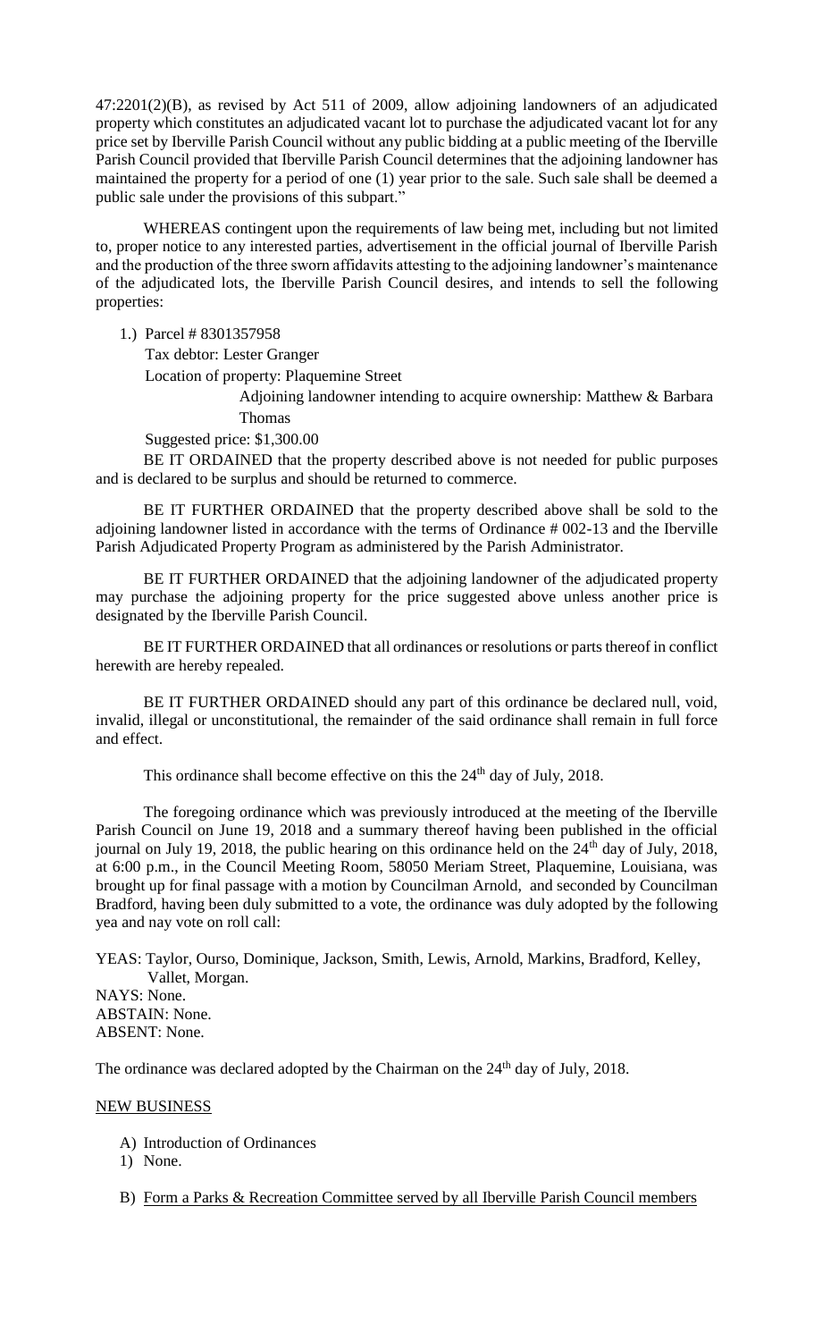47:2201(2)(B), as revised by Act 511 of 2009, allow adjoining landowners of an adjudicated property which constitutes an adjudicated vacant lot to purchase the adjudicated vacant lot for any price set by Iberville Parish Council without any public bidding at a public meeting of the Iberville Parish Council provided that Iberville Parish Council determines that the adjoining landowner has maintained the property for a period of one (1) year prior to the sale. Such sale shall be deemed a public sale under the provisions of this subpart."

WHEREAS contingent upon the requirements of law being met, including but not limited to, proper notice to any interested parties, advertisement in the official journal of Iberville Parish and the production of the three sworn affidavits attesting to the adjoining landowner's maintenance of the adjudicated lots, the Iberville Parish Council desires, and intends to sell the following properties:

1.) Parcel # 8301357958

Tax debtor: Lester Granger

Location of property: Plaquemine Street

Adjoining landowner intending to acquire ownership: Matthew & Barbara Thomas

Suggested price: $1,300.00

BE IT ORDAINED that the property described above is not needed for public purposes and is declared to be surplus and should be returned to commerce.

BE IT FURTHER ORDAINED that the property described above shall be sold to the adjoining landowner listed in accordance with the terms of Ordinance # 002-13 and the Iberville Parish Adjudicated Property Program as administered by the Parish Administrator.

BE IT FURTHER ORDAINED that the adjoining landowner of the adjudicated property may purchase the adjoining property for the price suggested above unless another price is designated by the Iberville Parish Council.

BE IT FURTHER ORDAINED that all ordinances or resolutions or parts thereof in conflict herewith are hereby repealed.

BE IT FURTHER ORDAINED should any part of this ordinance be declared null, void, invalid, illegal or unconstitutional, the remainder of the said ordinance shall remain in full force and effect.

This ordinance shall become effective on this the 24th day of July, 2018.

The foregoing ordinance which was previously introduced at the meeting of the Iberville Parish Council on June 19, 2018 and a summary thereof having been published in the official journal on July 19, 2018, the public hearing on this ordinance held on the 24th day of July, 2018, at 6:00 p.m., in the Council Meeting Room, 58050 Meriam Street, Plaquemine, Louisiana, was brought up for final passage with a motion by Councilman Arnold, and seconded by Councilman Bradford, having been duly submitted to a vote, the ordinance was duly adopted by the following yea and nay vote on roll call:

YEAS: Taylor, Ourso, Dominique, Jackson, Smith, Lewis, Arnold, Markins, Bradford, Kelley, Vallet, Morgan.
NAYS: None.
ABSTAIN: None.
ABSENT: None.

The ordinance was declared adopted by the Chairman on the 24th day of July, 2018.

NEW BUSINESS

A) Introduction of Ordinances

1) None.

B) Form a Parks & Recreation Committee served by all Iberville Parish Council members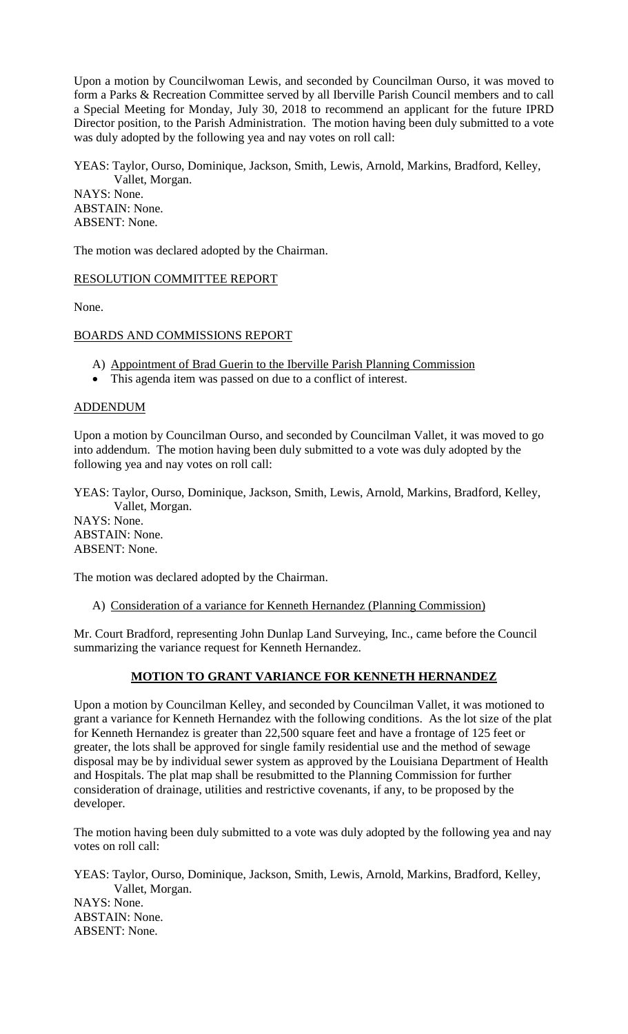Upon a motion by Councilwoman Lewis, and seconded by Councilman Ourso, it was moved to form a Parks & Recreation Committee served by all Iberville Parish Council members and to call a Special Meeting for Monday, July 30, 2018 to recommend an applicant for the future IPRD Director position, to the Parish Administration. The motion having been duly submitted to a vote was duly adopted by the following yea and nay votes on roll call:

YEAS: Taylor, Ourso, Dominique, Jackson, Smith, Lewis, Arnold, Markins, Bradford, Kelley, Vallet, Morgan.
NAYS: None.
ABSTAIN: None.
ABSENT: None.

The motion was declared adopted by the Chairman.

RESOLUTION COMMITTEE REPORT

None.

BOARDS AND COMMISSIONS REPORT

A) Appointment of Brad Guerin to the Iberville Parish Planning Commission

- This agenda item was passed on due to a conflict of interest.

ADDENDUM

Upon a motion by Councilman Ourso, and seconded by Councilman Vallet, it was moved to go into addendum. The motion having been duly submitted to a vote was duly adopted by the following yea and nay votes on roll call:

YEAS: Taylor, Ourso, Dominique, Jackson, Smith, Lewis, Arnold, Markins, Bradford, Kelley, Vallet, Morgan.
NAYS: None.
ABSTAIN: None.
ABSENT: None.

The motion was declared adopted by the Chairman.

A) Consideration of a variance for Kenneth Hernandez (Planning Commission)

Mr. Court Bradford, representing John Dunlap Land Surveying, Inc., came before the Council summarizing the variance request for Kenneth Hernandez.

**MOTION TO GRANT VARIANCE FOR KENNETH HERNANDEZ**

Upon a motion by Councilman Kelley, and seconded by Councilman Vallet, it was motioned to grant a variance for Kenneth Hernandez with the following conditions. As the lot size of the plat for Kenneth Hernandez is greater than 22,500 square feet and have a frontage of 125 feet or greater, the lots shall be approved for single family residential use and the method of sewage disposal may be by individual sewer system as approved by the Louisiana Department of Health and Hospitals. The plat map shall be resubmitted to the Planning Commission for further consideration of drainage, utilities and restrictive covenants, if any, to be proposed by the developer.

The motion having been duly submitted to a vote was duly adopted by the following yea and nay votes on roll call:

YEAS: Taylor, Ourso, Dominique, Jackson, Smith, Lewis, Arnold, Markins, Bradford, Kelley, Vallet, Morgan.
NAYS: None.
ABSTAIN: None.
ABSENT: None.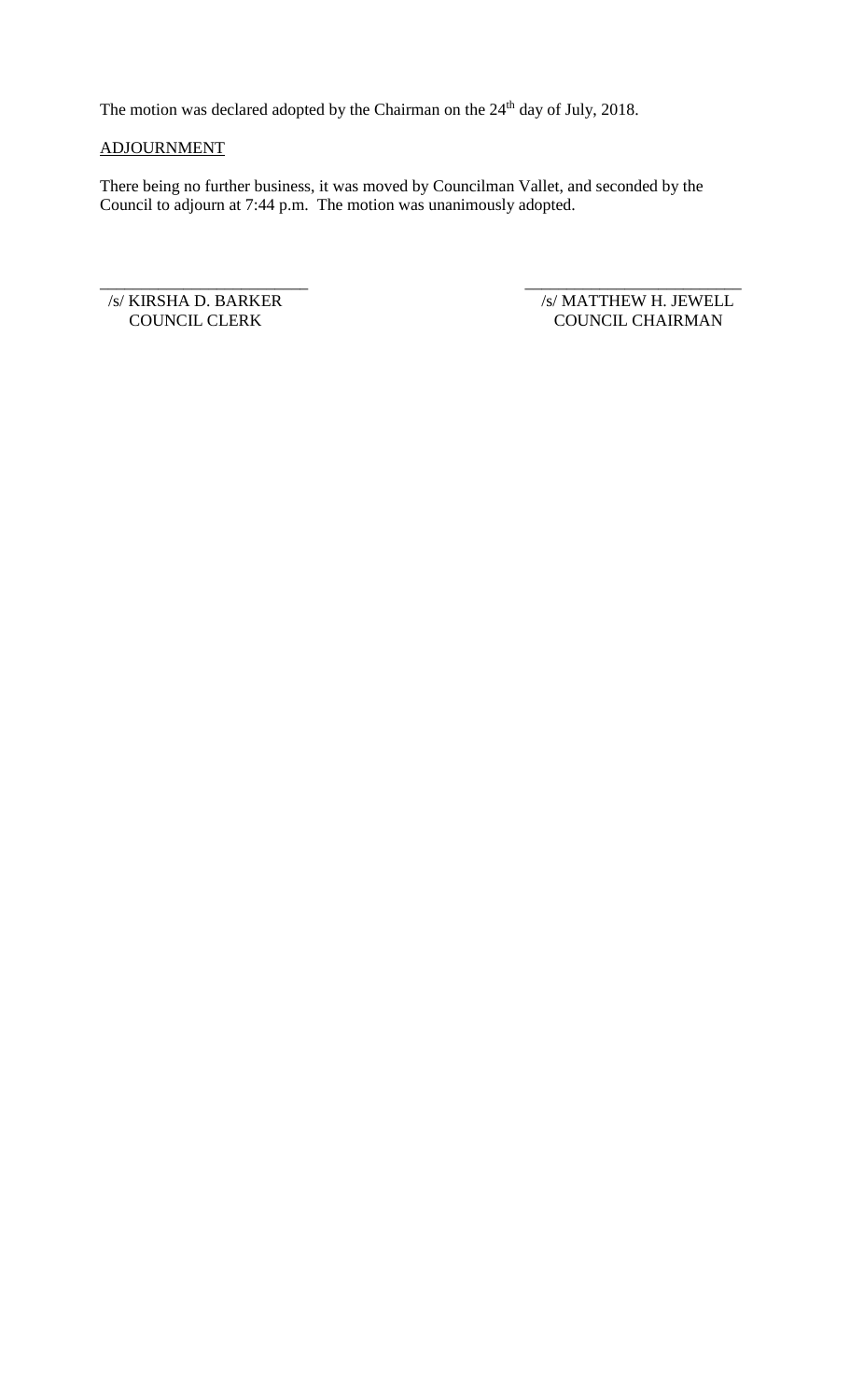The motion was declared adopted by the Chairman on the 24th day of July, 2018.

ADJOURNMENT

There being no further business, it was moved by Councilman Vallet, and seconded by the Council to adjourn at 7:44 p.m. The motion was unanimously adopted.

| | |
|---|---|
| \_\_\_\_\_\_\_\_\_\_\_\_\_\_\_\_\_\_\_\_\_\_\_\_\_\_ | \_\_\_\_\_\_\_\_\_\_\_\_\_\_\_\_\_\_\_\_\_\_\_\_\_\_ |
| /s/ KIRSHA D. BARKER | /s/ MATTHEW H. JEWELL |
| COUNCIL CLERK | COUNCIL CHAIRMAN |